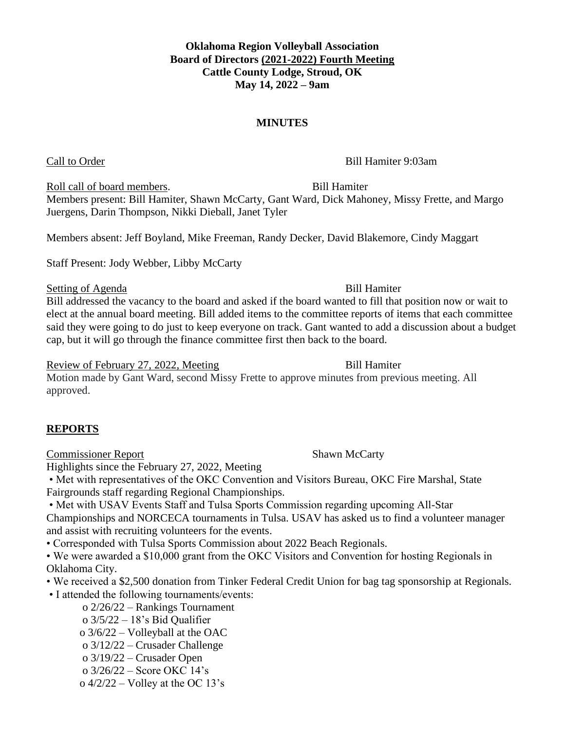**Oklahoma Region Volleyball Association**
**Board of Directors (2021-2022) Fourth Meeting**
**Cattle County Lodge, Stroud, OK**
**May 14, 2022 – 9am**

## MINUTES

Call to Order — Bill Hamiter 9:03am

Roll call of board members. — Bill Hamiter

Members present: Bill Hamiter, Shawn McCarty, Gant Ward, Dick Mahoney, Missy Frette, and Margo Juergens, Darin Thompson, Nikki Dieball, Janet Tyler

Members absent: Jeff Boyland, Mike Freeman, Randy Decker, David Blakemore, Cindy Maggart

Staff Present: Jody Webber, Libby McCarty

Setting of Agenda — Bill Hamiter

Bill addressed the vacancy to the board and asked if the board wanted to fill that position now or wait to elect at the annual board meeting. Bill added items to the committee reports of items that each committee said they were going to do just to keep everyone on track. Gant wanted to add a discussion about a budget cap, but it will go through the finance committee first then back to the board.

Review of February 27, 2022, Meeting — Bill Hamiter

Motion made by Gant Ward, second Missy Frette to approve minutes from previous meeting. All approved.

## REPORTS

Commissioner Report — Shawn McCarty

Highlights since the February 27, 2022, Meeting

- Met with representatives of the OKC Convention and Visitors Bureau, OKC Fire Marshal, State Fairgrounds staff regarding Regional Championships.
- Met with USAV Events Staff and Tulsa Sports Commission regarding upcoming All-Star Championships and NORCECA tournaments in Tulsa. USAV has asked us to find a volunteer manager and assist with recruiting volunteers for the events.
- Corresponded with Tulsa Sports Commission about 2022 Beach Regionals.
- We were awarded a $10,000 grant from the OKC Visitors and Convention for hosting Regionals in Oklahoma City.
- We received a $2,500 donation from Tinker Federal Credit Union for bag tag sponsorship at Regionals.
- I attended the following tournaments/events:
  - 2/26/22 – Rankings Tournament
  - 3/5/22 – 18's Bid Qualifier
  - 3/6/22 – Volleyball at the OAC
  - 3/12/22 – Crusader Challenge
  - 3/19/22 – Crusader Open
  - 3/26/22 – Score OKC 14's
  - 4/2/22 – Volley at the OC 13's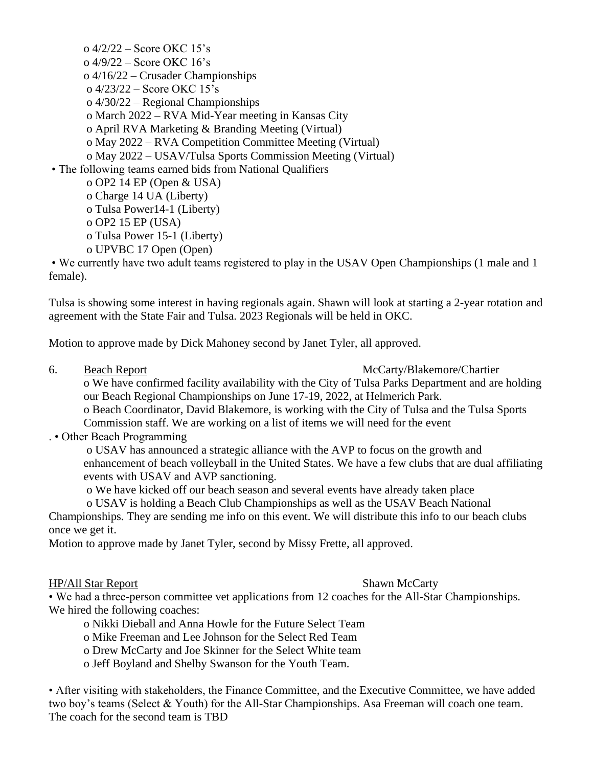- 4/2/22 – Score OKC 15's
- 4/9/22 – Score OKC 16's
- 4/16/22 – Crusader Championships
- 4/23/22 – Score OKC 15's
- 4/30/22 – Regional Championships
- March 2022 – RVA Mid-Year meeting in Kansas City
- April RVA Marketing & Branding Meeting (Virtual)
- May 2022 – RVA Competition Committee Meeting (Virtual)
- May 2022 – USAV/Tulsa Sports Commission Meeting (Virtual)

- The following teams earned bids from National Qualifiers
  - OP2 14 EP (Open & USA)
  - Charge 14 UA (Liberty)
  - Tulsa Power14-1 (Liberty)
  - OP2 15 EP (USA)
  - Tulsa Power 15-1 (Liberty)
  - UPVBC 17 Open (Open)
- We currently have two adult teams registered to play in the USAV Open Championships (1 male and 1 female).

Tulsa is showing some interest in having regionals again. Shawn will look at starting a 2-year rotation and agreement with the State Fair and Tulsa. 2023 Regionals will be held in OKC.

Motion to approve made by Dick Mahoney second by Janet Tyler, all approved.

6. <u>Beach Report</u> McCarty/Blakemore/Chartier

- We have confirmed facility availability with the City of Tulsa Parks Department and are holding our Beach Regional Championships on June 17-19, 2022, at Helmerich Park.
- Beach Coordinator, David Blakemore, is working with the City of Tulsa and the Tulsa Sports Commission staff. We are working on a list of items we will need for the event

. • Other Beach Programming

- USAV has announced a strategic alliance with the AVP to focus on the growth and enhancement of beach volleyball in the United States. We have a few clubs that are dual affiliating events with USAV and AVP sanctioning.
- We have kicked off our beach season and several events have already taken place
- USAV is holding a Beach Club Championships as well as the USAV Beach National Championships. They are sending me info on this event. We will distribute this info to our beach clubs once we get it.

Motion to approve made by Janet Tyler, second by Missy Frette, all approved.

<u>HP/All Star Report</u> Shawn McCarty

- We had a three-person committee vet applications from 12 coaches for the All-Star Championships. We hired the following coaches:
  - Nikki Dieball and Anna Howle for the Future Select Team
  - Mike Freeman and Lee Johnson for the Select Red Team
  - Drew McCarty and Joe Skinner for the Select White team
  - Jeff Boyland and Shelby Swanson for the Youth Team.

- After visiting with stakeholders, the Finance Committee, and the Executive Committee, we have added two boy's teams (Select & Youth) for the All-Star Championships. Asa Freeman will coach one team. The coach for the second team is TBD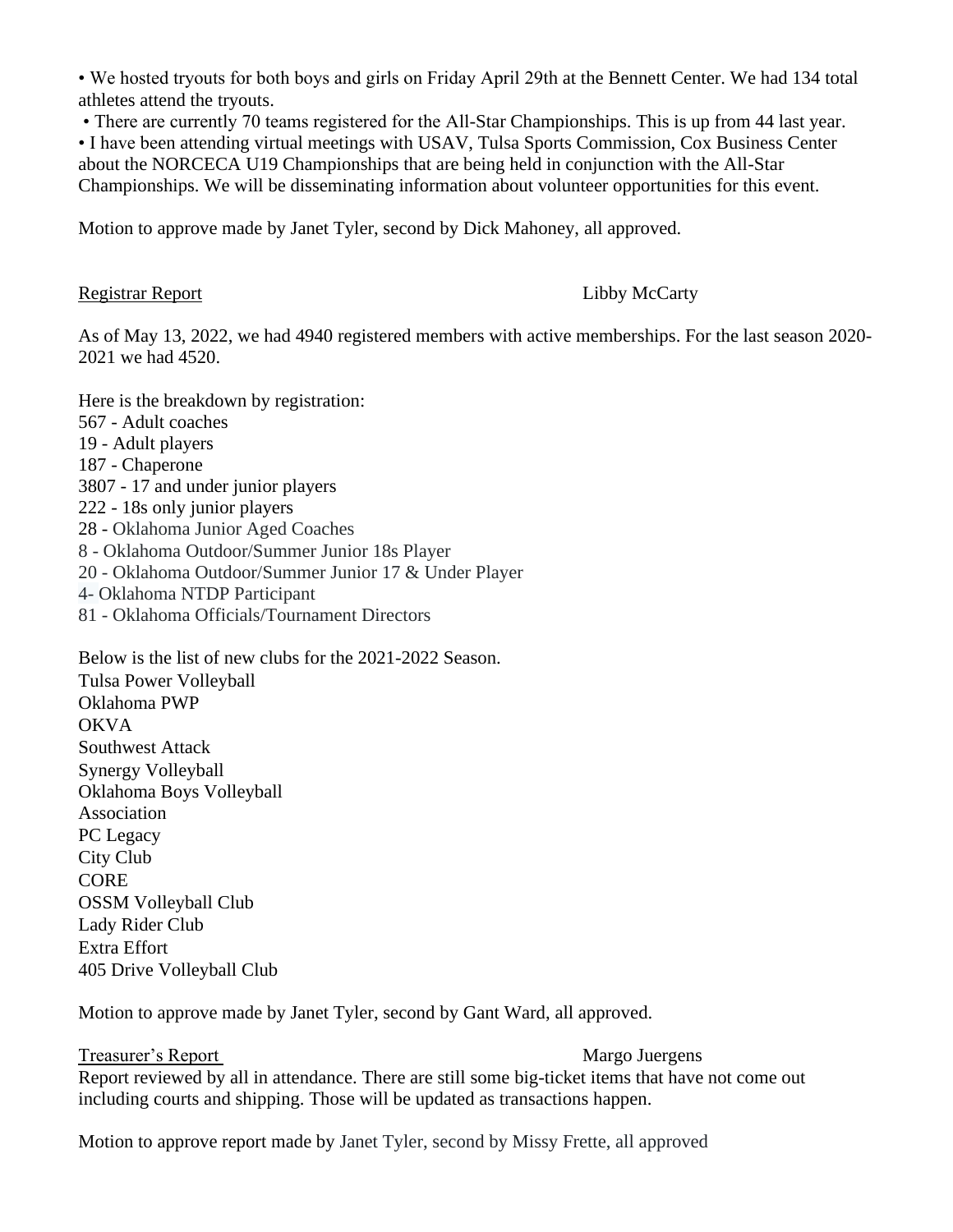- We hosted tryouts for both boys and girls on Friday April 29th at the Bennett Center. We had 134 total athletes attend the tryouts.
- There are currently 70 teams registered for the All-Star Championships. This is up from 44 last year.
- I have been attending virtual meetings with USAV, Tulsa Sports Commission, Cox Business Center about the NORCECA U19 Championships that are being held in conjunction with the All-Star Championships. We will be disseminating information about volunteer opportunities for this event.

Motion to approve made by Janet Tyler, second by Dick Mahoney, all approved.

Registrar Report — Libby McCarty

As of May 13, 2022, we had 4940 registered members with active memberships. For the last season 2020-2021 we had 4520.

Here is the breakdown by registration:
567 - Adult coaches
19 - Adult players
187 - Chaperone
3807 - 17 and under junior players
222 - 18s only junior players
28 - Oklahoma Junior Aged Coaches
8 - Oklahoma Outdoor/Summer Junior 18s Player
20 - Oklahoma Outdoor/Summer Junior 17 & Under Player
4- Oklahoma NTDP Participant
81 - Oklahoma Officials/Tournament Directors

Below is the list of new clubs for the 2021-2022 Season.
Tulsa Power Volleyball
Oklahoma PWP
OKVA
Southwest Attack
Synergy Volleyball
Oklahoma Boys Volleyball
Association
PC Legacy
City Club
CORE
OSSM Volleyball Club
Lady Rider Club
Extra Effort
405 Drive Volleyball Club

Motion to approve made by Janet Tyler, second by Gant Ward, all approved.

Treasurer's Report — Margo Juergens

Report reviewed by all in attendance. There are still some big-ticket items that have not come out including courts and shipping. Those will be updated as transactions happen.

Motion to approve report made by Janet Tyler, second by Missy Frette, all approved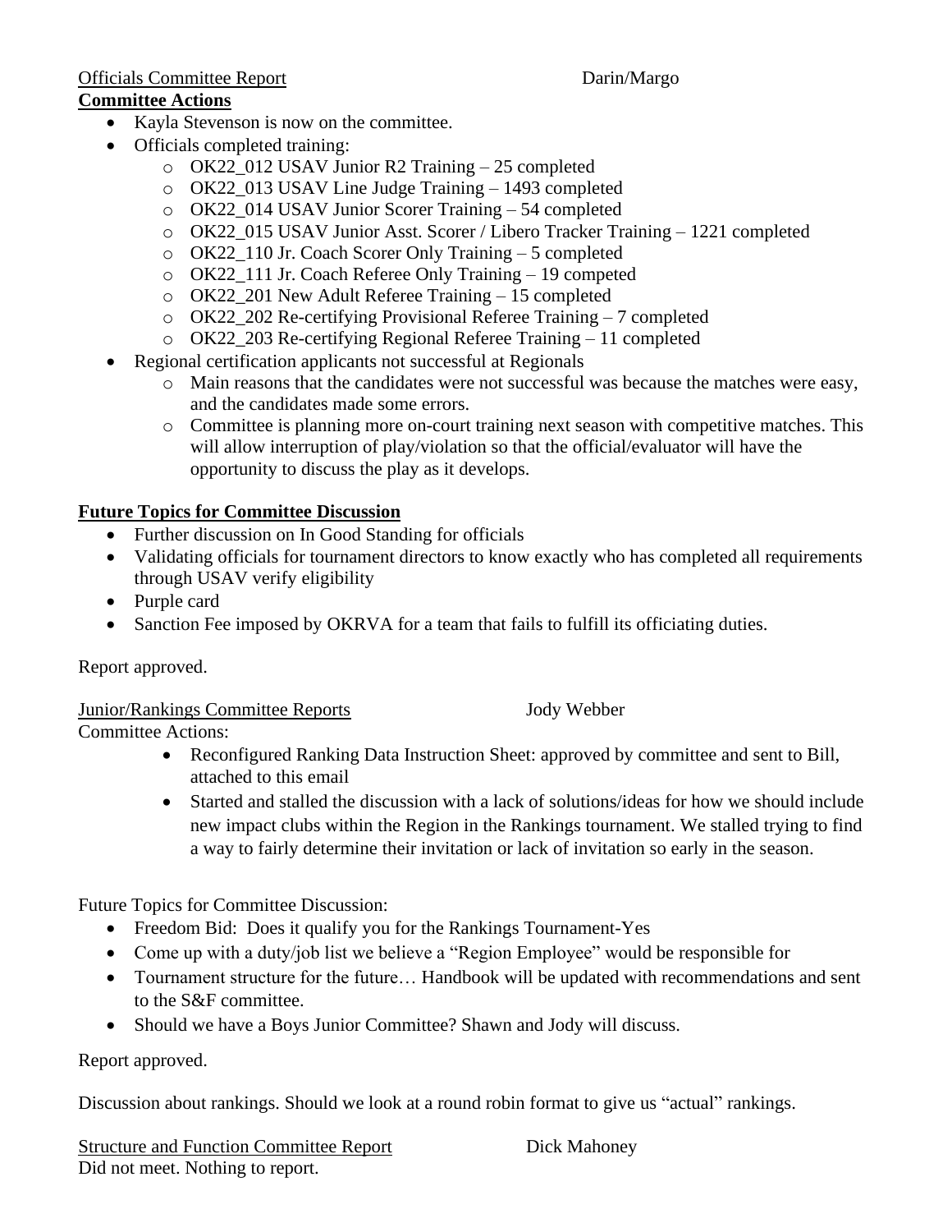Officials Committee Report Darin/Margo

**Committee Actions**

- Kayla Stevenson is now on the committee.
- Officials completed training:
  - OK22_012 USAV Junior R2 Training – 25 completed
  - OK22_013 USAV Line Judge Training – 1493 completed
  - OK22_014 USAV Junior Scorer Training – 54 completed
  - OK22_015 USAV Junior Asst. Scorer / Libero Tracker Training – 1221 completed
  - OK22_110 Jr. Coach Scorer Only Training – 5 completed
  - OK22_111 Jr. Coach Referee Only Training – 19 competed
  - OK22_201 New Adult Referee Training – 15 completed
  - OK22_202 Re-certifying Provisional Referee Training – 7 completed
  - OK22_203 Re-certifying Regional Referee Training – 11 completed
- Regional certification applicants not successful at Regionals
  - Main reasons that the candidates were not successful was because the matches were easy, and the candidates made some errors.
  - Committee is planning more on-court training next season with competitive matches. This will allow interruption of play/violation so that the official/evaluator will have the opportunity to discuss the play as it develops.

**Future Topics for Committee Discussion**

- Further discussion on In Good Standing for officials
- Validating officials for tournament directors to know exactly who has completed all requirements through USAV verify eligibility
- Purple card
- Sanction Fee imposed by OKRVA for a team that fails to fulfill its officiating duties.

Report approved.

Junior/Rankings Committee Reports Jody Webber

Committee Actions:

- Reconfigured Ranking Data Instruction Sheet: approved by committee and sent to Bill, attached to this email
- Started and stalled the discussion with a lack of solutions/ideas for how we should include new impact clubs within the Region in the Rankings tournament. We stalled trying to find a way to fairly determine their invitation or lack of invitation so early in the season.

Future Topics for Committee Discussion:

- Freedom Bid: Does it qualify you for the Rankings Tournament-Yes
- Come up with a duty/job list we believe a "Region Employee" would be responsible for
- Tournament structure for the future… Handbook will be updated with recommendations and sent to the S&F committee.
- Should we have a Boys Junior Committee? Shawn and Jody will discuss.

Report approved.

Discussion about rankings. Should we look at a round robin format to give us "actual" rankings.

Structure and Function Committee Report Dick Mahoney

Did not meet. Nothing to report.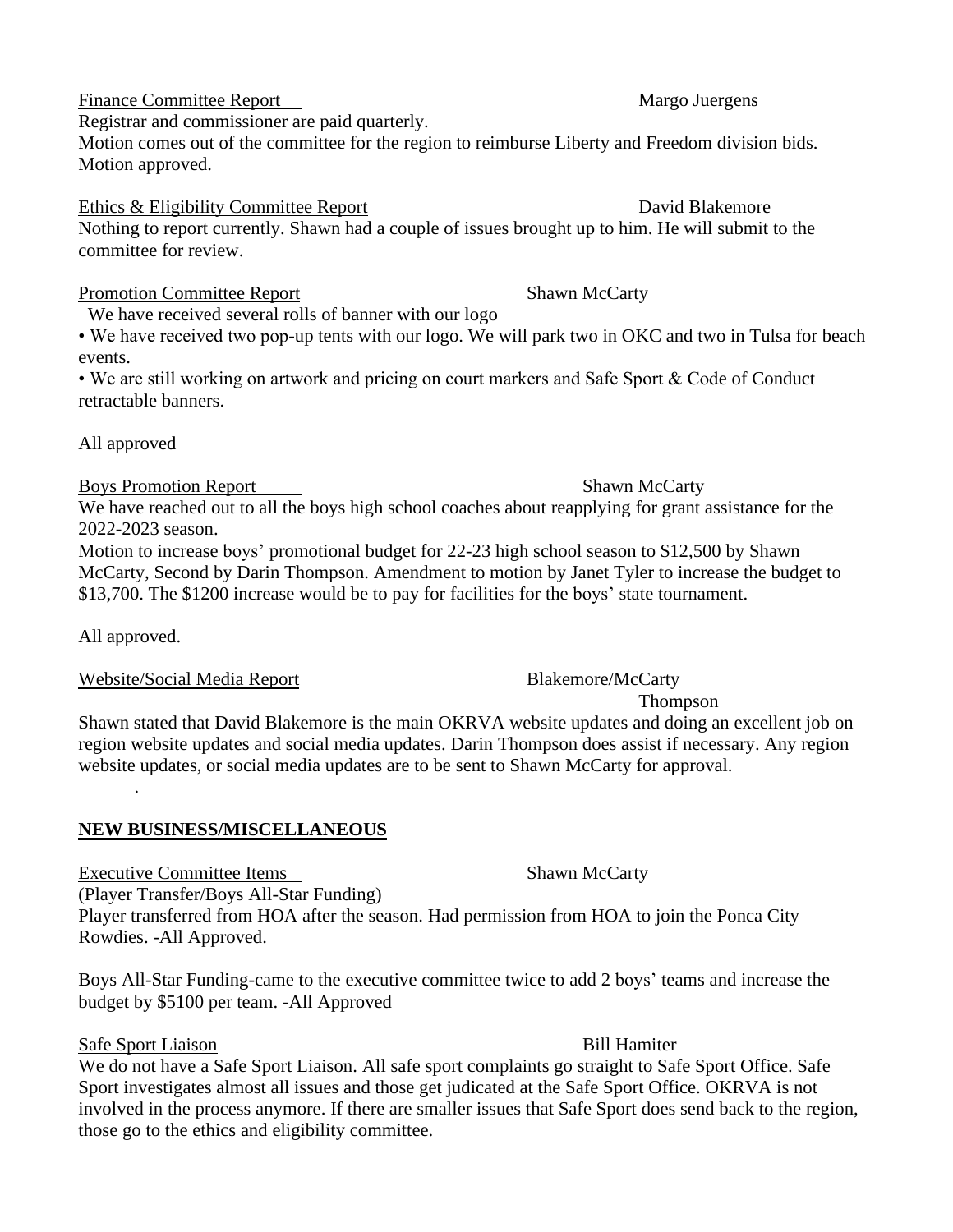Finance Committee Report — Margo Juergens

Registrar and commissioner are paid quarterly.

Motion comes out of the committee for the region to reimburse Liberty and Freedom division bids. Motion approved.

Ethics & Eligibility Committee Report — David Blakemore

Nothing to report currently. Shawn had a couple of issues brought up to him. He will submit to the committee for review.

Promotion Committee Report — Shawn McCarty

We have received several rolls of banner with our logo

- We have received two pop-up tents with our logo. We will park two in OKC and two in Tulsa for beach events.
- We are still working on artwork and pricing on court markers and Safe Sport & Code of Conduct retractable banners.

All approved

Boys Promotion Report — Shawn McCarty

We have reached out to all the boys high school coaches about reapplying for grant assistance for the 2022-2023 season.

Motion to increase boys' promotional budget for 22-23 high school season to $12,500 by Shawn McCarty, Second by Darin Thompson. Amendment to motion by Janet Tyler to increase the budget to $13,700. The $1200 increase would be to pay for facilities for the boys' state tournament.

All approved.

Website/Social Media Report — Blakemore/McCarty Thompson

Shawn stated that David Blakemore is the main OKRVA website updates and doing an excellent job on region website updates and social media updates. Darin Thompson does assist if necessary. Any region website updates, or social media updates are to be sent to Shawn McCarty for approval.

## NEW BUSINESS/MISCELLANEOUS

Executive Committee Items — Shawn McCarty

(Player Transfer/Boys All-Star Funding)

Player transferred from HOA after the season. Had permission from HOA to join the Ponca City Rowdies. -All Approved.

Boys All-Star Funding-came to the executive committee twice to add 2 boys' teams and increase the budget by $5100 per team. -All Approved

Safe Sport Liaison — Bill Hamiter

We do not have a Safe Sport Liaison. All safe sport complaints go straight to Safe Sport Office. Safe Sport investigates almost all issues and those get judicated at the Safe Sport Office. OKRVA is not involved in the process anymore. If there are smaller issues that Safe Sport does send back to the region, those go to the ethics and eligibility committee.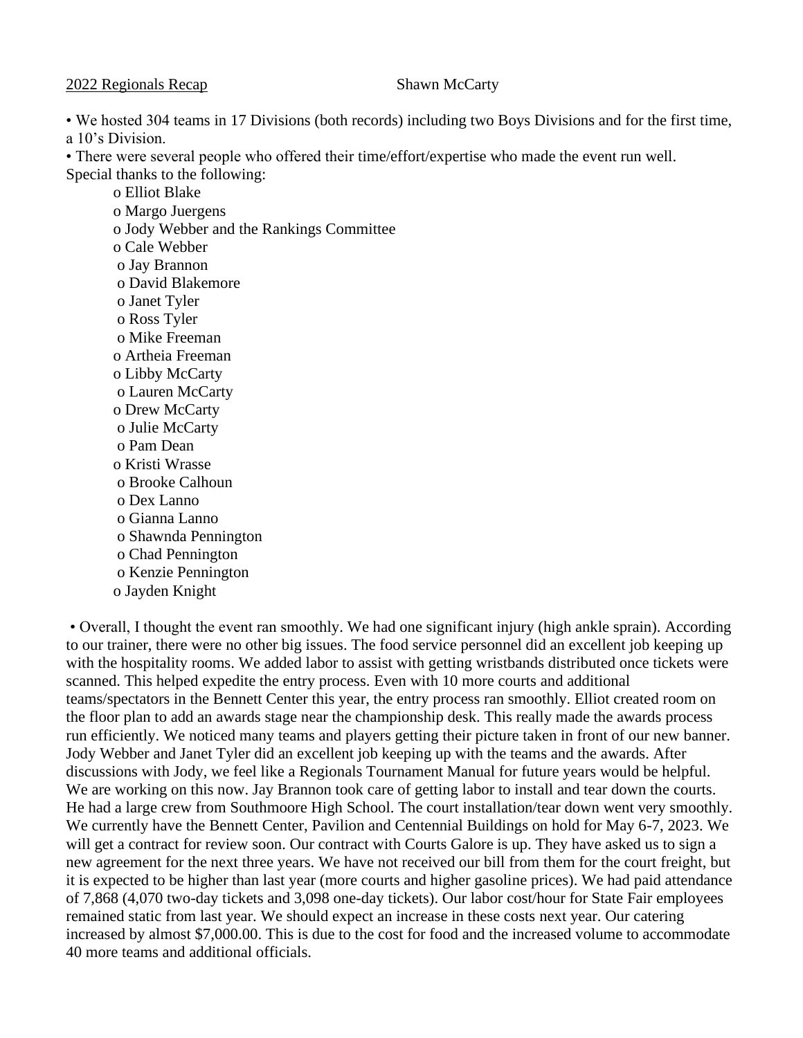2022 Regionals Recap Shawn McCarty

- We hosted 304 teams in 17 Divisions (both records) including two Boys Divisions and for the first time, a 10's Division.
- There were several people who offered their time/effort/expertise who made the event run well. Special thanks to the following:
  - Elliot Blake
  - Margo Juergens
  - Jody Webber and the Rankings Committee
  - Cale Webber
  - Jay Brannon
  - David Blakemore
  - Janet Tyler
  - Ross Tyler
  - Mike Freeman
  - Artheia Freeman
  - Libby McCarty
  - Lauren McCarty
  - Drew McCarty
  - Julie McCarty
  - Pam Dean
  - Kristi Wrasse
  - Brooke Calhoun
  - Dex Lanno
  - Gianna Lanno
  - Shawnda Pennington
  - Chad Pennington
  - Kenzie Pennington
  - Jayden Knight
- Overall, I thought the event ran smoothly. We had one significant injury (high ankle sprain). According to our trainer, there were no other big issues. The food service personnel did an excellent job keeping up with the hospitality rooms. We added labor to assist with getting wristbands distributed once tickets were scanned. This helped expedite the entry process. Even with 10 more courts and additional teams/spectators in the Bennett Center this year, the entry process ran smoothly. Elliot created room on the floor plan to add an awards stage near the championship desk. This really made the awards process run efficiently. We noticed many teams and players getting their picture taken in front of our new banner. Jody Webber and Janet Tyler did an excellent job keeping up with the teams and the awards. After discussions with Jody, we feel like a Regionals Tournament Manual for future years would be helpful. We are working on this now. Jay Brannon took care of getting labor to install and tear down the courts. He had a large crew from Southmoore High School. The court installation/tear down went very smoothly. We currently have the Bennett Center, Pavilion and Centennial Buildings on hold for May 6-7, 2023. We will get a contract for review soon. Our contract with Courts Galore is up. They have asked us to sign a new agreement for the next three years. We have not received our bill from them for the court freight, but it is expected to be higher than last year (more courts and higher gasoline prices). We had paid attendance of 7,868 (4,070 two-day tickets and 3,098 one-day tickets). Our labor cost/hour for State Fair employees remained static from last year. We should expect an increase in these costs next year. Our catering increased by almost $7,000.00. This is due to the cost for food and the increased volume to accommodate 40 more teams and additional officials.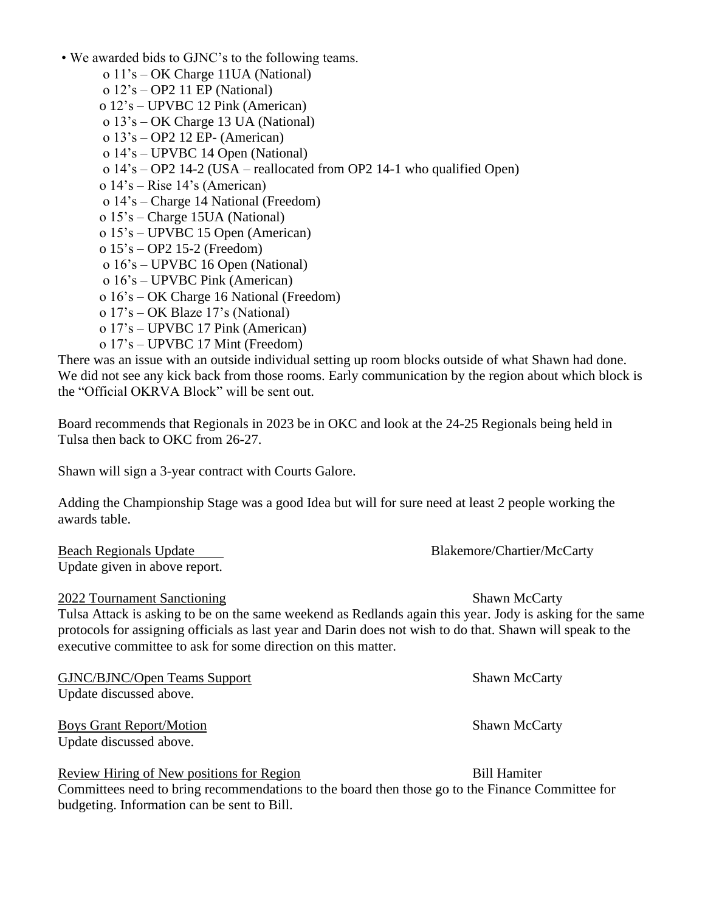- We awarded bids to GJNC's to the following teams.
  - o 11's – OK Charge 11UA (National)
  - o 12's – OP2 11 EP (National)
  - o 12's – UPVBC 12 Pink (American)
  - o 13's – OK Charge 13 UA (National)
  - o 13's – OP2 12 EP- (American)
  - o 14's – UPVBC 14 Open (National)
  - o 14's – OP2 14-2 (USA – reallocated from OP2 14-1 who qualified Open)
  - o 14's – Rise 14's (American)
  - o 14's – Charge 14 National (Freedom)
  - o 15's – Charge 15UA (National)
  - o 15's – UPVBC 15 Open (American)
  - o 15's – OP2 15-2 (Freedom)
  - o 16's – UPVBC 16 Open (National)
  - o 16's – UPVBC Pink (American)
  - o 16's – OK Charge 16 National (Freedom)
  - o 17's – OK Blaze 17's (National)
  - o 17's – UPVBC 17 Pink (American)
  - o 17's – UPVBC 17 Mint (Freedom)

There was an issue with an outside individual setting up room blocks outside of what Shawn had done. We did not see any kick back from those rooms. Early communication by the region about which block is the "Official OKRVA Block" will be sent out.

Board recommends that Regionals in 2023 be in OKC and look at the 24-25 Regionals being held in Tulsa then back to OKC from 26-27.

Shawn will sign a 3-year contract with Courts Galore.

Adding the Championship Stage was a good Idea but will for sure need at least 2 people working the awards table.

<u>Beach Regionals Update</u> — Blakemore/Chartier/McCarty

Update given in above report.

<u>2022 Tournament Sanctioning</u> — Shawn McCarty

Tulsa Attack is asking to be on the same weekend as Redlands again this year. Jody is asking for the same protocols for assigning officials as last year and Darin does not wish to do that. Shawn will speak to the executive committee to ask for some direction on this matter.

<u>GJNC/BJNC/Open Teams Support</u> — Shawn McCarty

Update discussed above.

<u>Boys Grant Report/Motion</u> — Shawn McCarty

Update discussed above.

<u>Review Hiring of New positions for Region</u> — Bill Hamiter

Committees need to bring recommendations to the board then those go to the Finance Committee for budgeting. Information can be sent to Bill.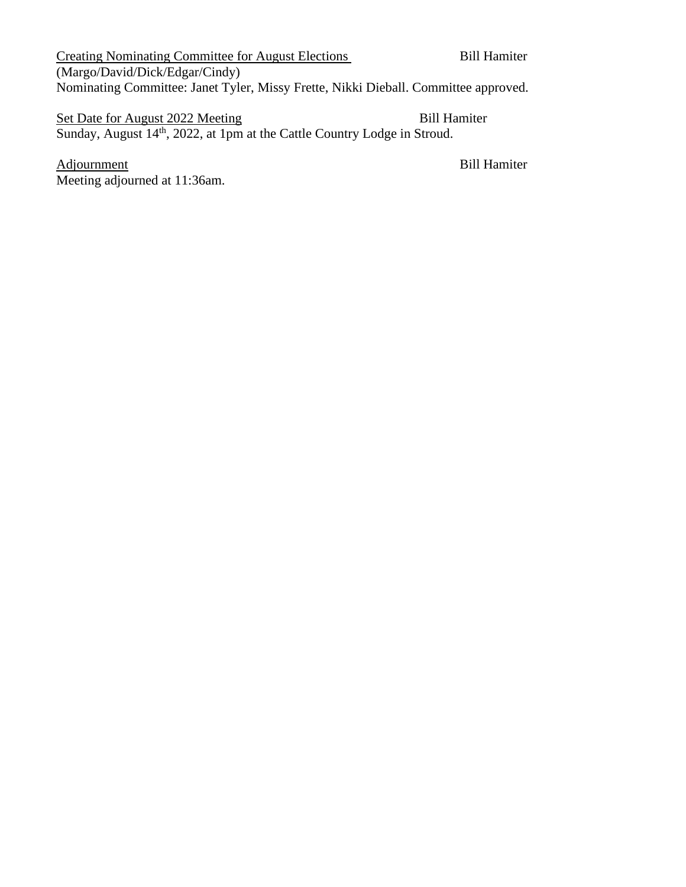Creating Nominating Committee for August Elections Bill Hamiter
(Margo/David/Dick/Edgar/Cindy)
Nominating Committee: Janet Tyler, Missy Frette, Nikki Dieball. Committee approved.

Set Date for August 2022 Meeting Bill Hamiter
Sunday, August 14th, 2022, at 1pm at the Cattle Country Lodge in Stroud.

Adjournment Bill Hamiter
Meeting adjourned at 11:36am.